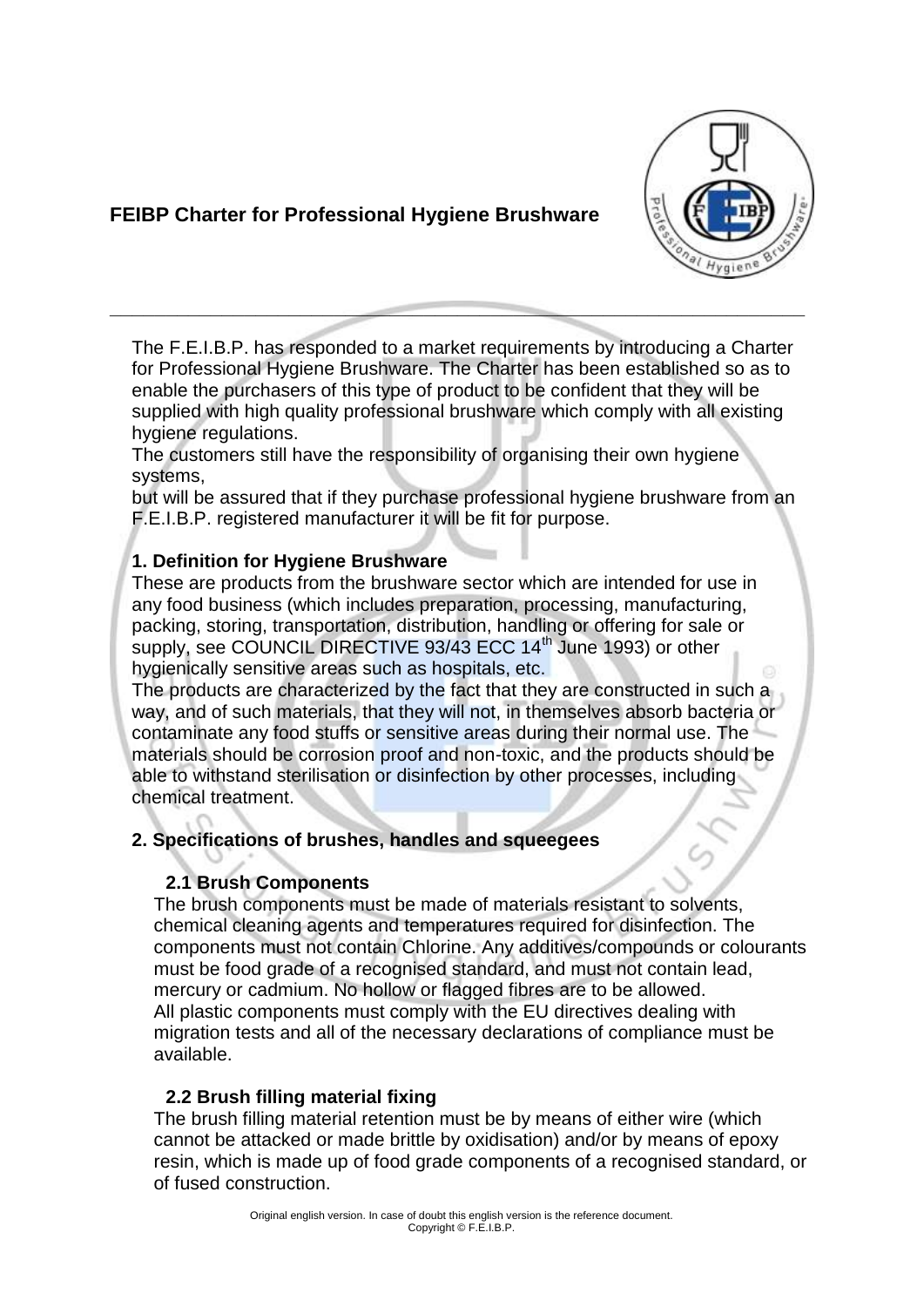# FEIBP Charter for Professional Hygiene Brushware

The F.E.I.B.P. has responded to a market requirements by introducing a Charter for Professional Hygiene Brushware. The Charter has been established so as to enable the purchasers of this type of product to be confident that they will be supplied with high quality professional brushware which comply with all existing hygiene regulations.

The customers still have the responsibility of organising their own hygiene systems,

but will be assured that if they purchase professional hygiene brushware from an F.E.I.B.P. registered manufacturer it will be fit for purpose.

## 1. Definition for Hygiene Brushware

These are products from the brushware sector which are intended for use in any food business (which includes preparation, processing, manufacturing, packing, storing, transportation, distribution, handling or offering for sale or supply, see COUNCIL DIRECTIVE 93/43 ECC 14th June 1993) or other hygienically sensitive areas such as hospitals, etc.

The products are characterized by the fact that they are constructed in such a way, and of such materials, that they will not, in themselves absorb bacteria or contaminate any food stuffs or sensitive areas during their normal use. The materials should be corrosion proof and non-toxic, and the products should be able to withstand sterilisation or disinfection by other processes, including chemical treatment.

## 2. Specifications of brushes, handles and squeegees

### 2.1 Brush Components

The brush components must be made of materials resistant to solvents, chemical cleaning agents and temperatures required for disinfection. The components must not contain Chlorine. Any additives/compounds or colourants must be food grade of a recognised standard, and must not contain lead, mercury or cadmium. No hollow or flagged fibres are to be allowed.

All plastic components must comply with the EU directives dealing with migration tests and all of the necessary declarations of compliance must be available.

### 2.2 Brush filling material fixing

The brush filling material retention must be by means of either wire (which cannot be attacked or made brittle by oxidisation) and/or by means of epoxy resin, which is made up of food grade components of a recognised standard, or of fused construction.

Original english version. In case of doubt this english version is the reference document.
Copyright © F.E.I.B.P.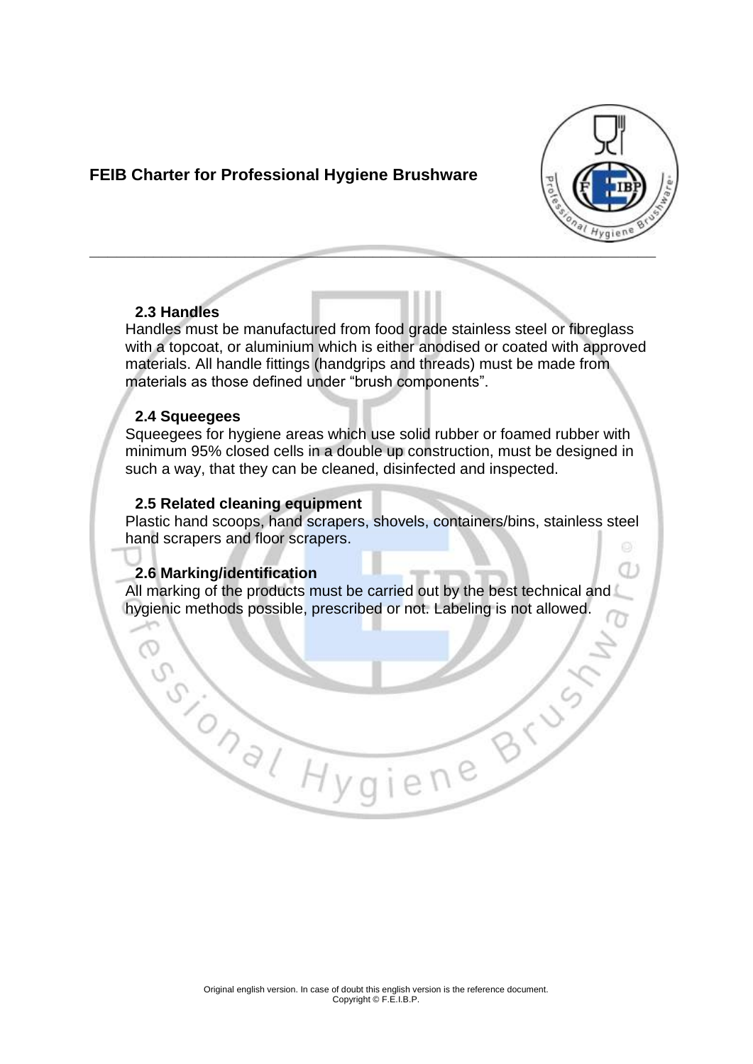### 2.3 Handles

Handles must be manufactured from food grade stainless steel or fibreglass with a topcoat, or aluminium which is either anodised or coated with approved materials. All handle fittings (handgrips and threads) must be made from materials as those defined under "brush components".

### 2.4 Squeegees

Squeegees for hygiene areas which use solid rubber or foamed rubber with minimum 95% closed cells in a double up construction, must be designed in such a way, that they can be cleaned, disinfected and inspected.

### 2.5 Related cleaning equipment

Plastic hand scoops, hand scrapers, shovels, containers/bins, stainless steel hand scrapers and floor scrapers.

### 2.6 Marking/identification

All marking of the products must be carried out by the best technical and hygienic methods possible, prescribed or not. Labeling is not allowed.